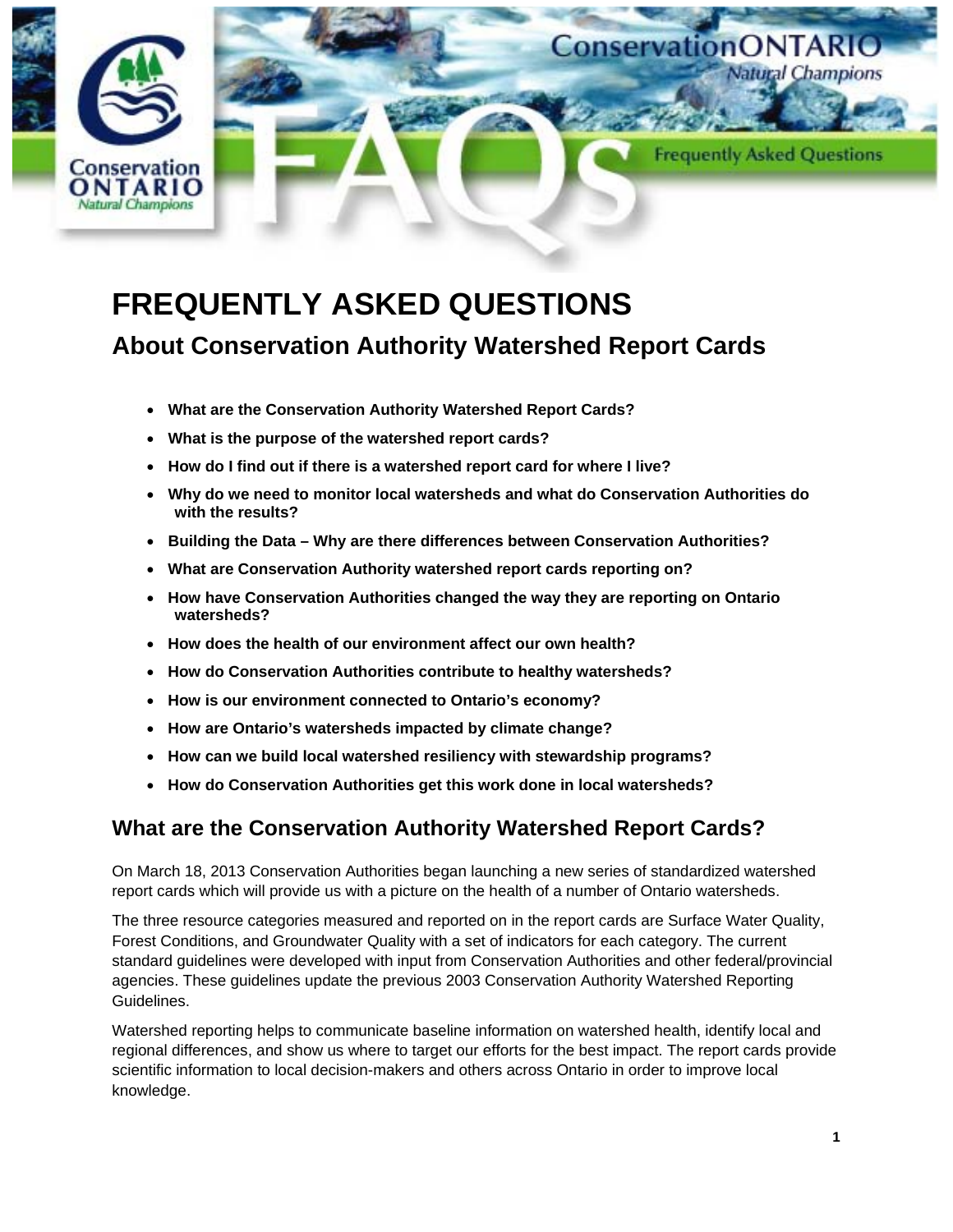# FREQUENTLY ASKED QUESTIONS

## About Conservation Authority Watershed Report Cards

- **What are the Conservation Authority Watershed Report Cards?**
- **What is the purpose of the watershed report cards?**
- **How do I find out if there is a watershed report card for where I live?**
- **Why do we need to monitor local watersheds and what do Conservation Authorities do with the results?**
- **Building the Data – Why are there differences between Conservation Authorities?**
- **What are Conservation Authority watershed report cards reporting on?**
- **How have Conservation Authorities changed the way they are reporting on Ontario watersheds?**
- **How does the health of our environment affect our own health?**
- **How do Conservation Authorities contribute to healthy watersheds?**
- **How is our environment connected to Ontario's economy?**
- **How are Ontario's watersheds impacted by climate change?**
- **How can we build local watershed resiliency with stewardship programs?**
- **How do Conservation Authorities get this work done in local watersheds?**

## What are the Conservation Authority Watershed Report Cards?

On March 18, 2013 Conservation Authorities began launching a new series of standardized watershed report cards which will provide us with a picture on the health of a number of Ontario watersheds.

The three resource categories measured and reported on in the report cards are Surface Water Quality, Forest Conditions, and Groundwater Quality with a set of indicators for each category. The current standard guidelines were developed with input from Conservation Authorities and other federal/provincial agencies. These guidelines update the previous 2003 Conservation Authority Watershed Reporting Guidelines.

Watershed reporting helps to communicate baseline information on watershed health, identify local and regional differences, and show us where to target our efforts for the best impact. The report cards provide scientific information to local decision-makers and others across Ontario in order to improve local knowledge.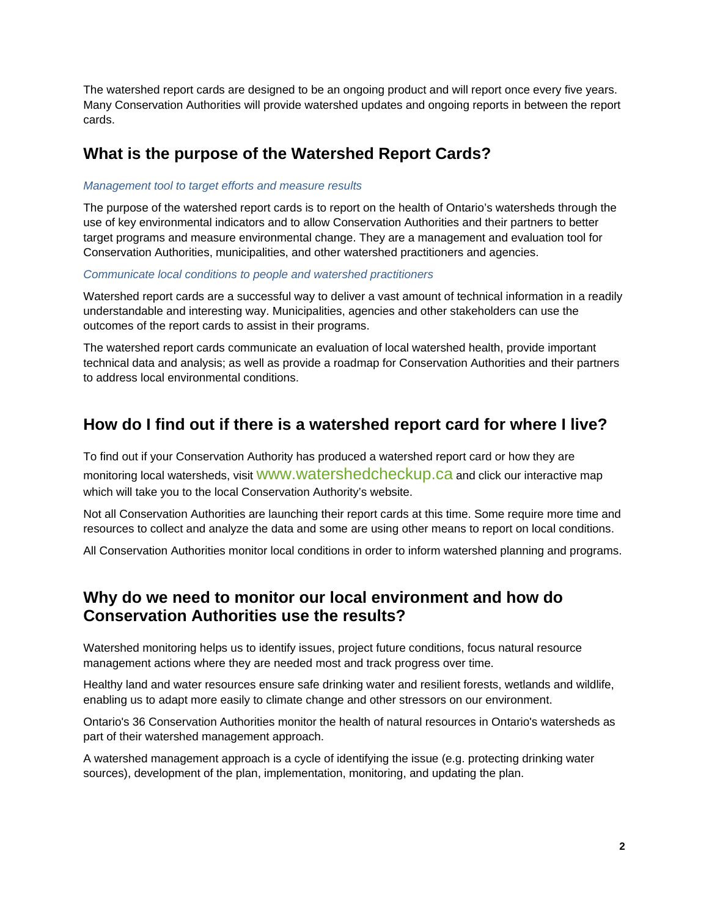The watershed report cards are designed to be an ongoing product and will report once every five years. Many Conservation Authorities will provide watershed updates and ongoing reports in between the report cards.

## What is the purpose of the Watershed Report Cards?

*Management tool to target efforts and measure results*

The purpose of the watershed report cards is to report on the health of Ontario's watersheds through the use of key environmental indicators and to allow Conservation Authorities and their partners to better target programs and measure environmental change. They are a management and evaluation tool for Conservation Authorities, municipalities, and other watershed practitioners and agencies.

*Communicate local conditions to people and watershed practitioners*

Watershed report cards are a successful way to deliver a vast amount of technical information in a readily understandable and interesting way. Municipalities, agencies and other stakeholders can use the outcomes of the report cards to assist in their programs.

The watershed report cards communicate an evaluation of local watershed health, provide important technical data and analysis; as well as provide a roadmap for Conservation Authorities and their partners to address local environmental conditions.

## How do I find out if there is a watershed report card for where I live?

To find out if your Conservation Authority has produced a watershed report card or how they are monitoring local watersheds, visit www.watershedcheckup.ca and click our interactive map which will take you to the local Conservation Authority's website.

Not all Conservation Authorities are launching their report cards at this time. Some require more time and resources to collect and analyze the data and some are using other means to report on local conditions.

All Conservation Authorities monitor local conditions in order to inform watershed planning and programs.

## Why do we need to monitor our local environment and how do Conservation Authorities use the results?

Watershed monitoring helps us to identify issues, project future conditions, focus natural resource management actions where they are needed most and track progress over time.

Healthy land and water resources ensure safe drinking water and resilient forests, wetlands and wildlife, enabling us to adapt more easily to climate change and other stressors on our environment.

Ontario's 36 Conservation Authorities monitor the health of natural resources in Ontario's watersheds as part of their watershed management approach.

A watershed management approach is a cycle of identifying the issue (e.g. protecting drinking water sources), development of the plan, implementation, monitoring, and updating the plan.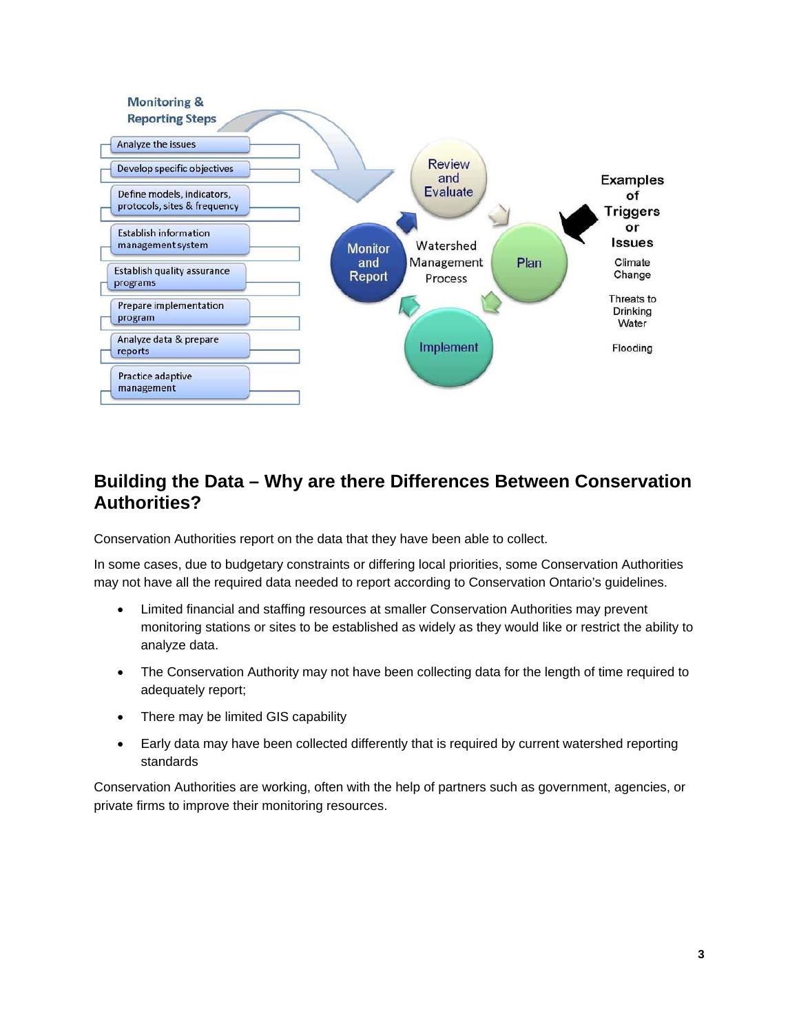Monitoring & Reporting Steps

- Analyze the issues
- Develop specific objectives
- Define models, indicators, protocols, sites & frequency
- Establish information management system
- Establish quality assurance programs
- Prepare implementation program
- Analyze data & prepare reports
- Practice adaptive management

Watershed Management Process: Review and Evaluate → Plan → Implement → Monitor and Report

Examples of Triggers or Issues: Climate Change; Threats to Drinking Water; Flooding

## Building the Data – Why are there Differences Between Conservation Authorities?

Conservation Authorities report on the data that they have been able to collect.

In some cases, due to budgetary constraints or differing local priorities, some Conservation Authorities may not have all the required data needed to report according to Conservation Ontario's guidelines.

- Limited financial and staffing resources at smaller Conservation Authorities may prevent monitoring stations or sites to be established as widely as they would like or restrict the ability to analyze data.
- The Conservation Authority may not have been collecting data for the length of time required to adequately report;
- There may be limited GIS capability
- Early data may have been collected differently that is required by current watershed reporting standards

Conservation Authorities are working, often with the help of partners such as government, agencies, or private firms to improve their monitoring resources.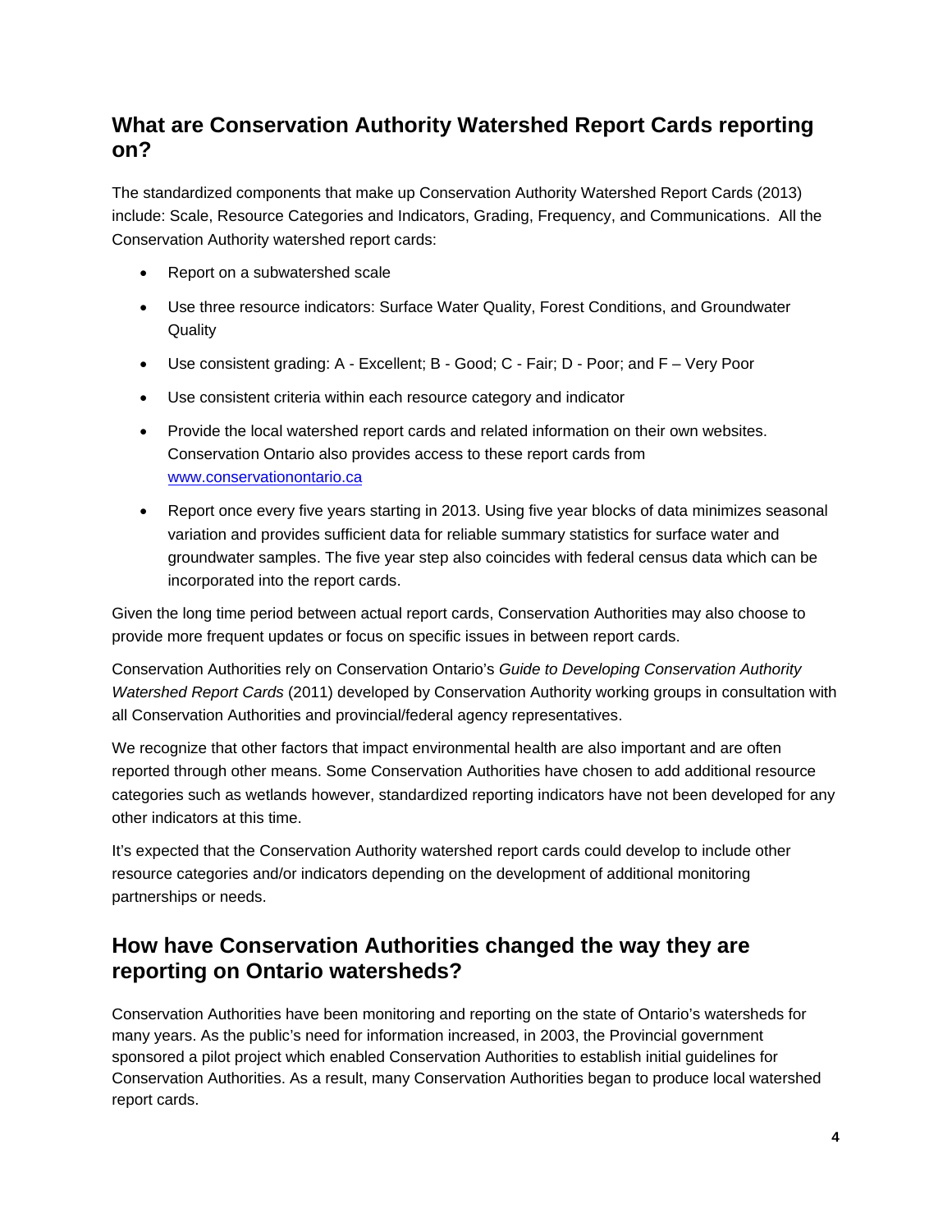## What are Conservation Authority Watershed Report Cards reporting on?

The standardized components that make up Conservation Authority Watershed Report Cards (2013) include: Scale, Resource Categories and Indicators, Grading, Frequency, and Communications. All the Conservation Authority watershed report cards:

- Report on a subwatershed scale
- Use three resource indicators: Surface Water Quality, Forest Conditions, and Groundwater Quality
- Use consistent grading: A - Excellent; B - Good; C - Fair; D - Poor; and F – Very Poor
- Use consistent criteria within each resource category and indicator
- Provide the local watershed report cards and related information on their own websites. Conservation Ontario also provides access to these report cards from [www.conservationontario.ca](http://www.conservationontario.ca)
- Report once every five years starting in 2013. Using five year blocks of data minimizes seasonal variation and provides sufficient data for reliable summary statistics for surface water and groundwater samples. The five year step also coincides with federal census data which can be incorporated into the report cards.

Given the long time period between actual report cards, Conservation Authorities may also choose to provide more frequent updates or focus on specific issues in between report cards.

Conservation Authorities rely on Conservation Ontario's *Guide to Developing Conservation Authority Watershed Report Cards* (2011) developed by Conservation Authority working groups in consultation with all Conservation Authorities and provincial/federal agency representatives.

We recognize that other factors that impact environmental health are also important and are often reported through other means. Some Conservation Authorities have chosen to add additional resource categories such as wetlands however, standardized reporting indicators have not been developed for any other indicators at this time.

It's expected that the Conservation Authority watershed report cards could develop to include other resource categories and/or indicators depending on the development of additional monitoring partnerships or needs.

## How have Conservation Authorities changed the way they are reporting on Ontario watersheds?

Conservation Authorities have been monitoring and reporting on the state of Ontario's watersheds for many years. As the public's need for information increased, in 2003, the Provincial government sponsored a pilot project which enabled Conservation Authorities to establish initial guidelines for Conservation Authorities. As a result, many Conservation Authorities began to produce local watershed report cards.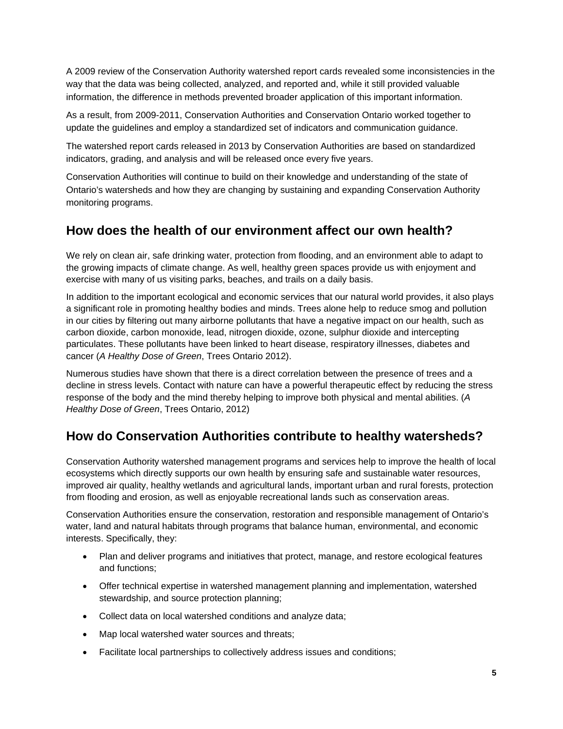A 2009 review of the Conservation Authority watershed report cards revealed some inconsistencies in the way that the data was being collected, analyzed, and reported and, while it still provided valuable information, the difference in methods prevented broader application of this important information.

As a result, from 2009-2011, Conservation Authorities and Conservation Ontario worked together to update the guidelines and employ a standardized set of indicators and communication guidance.

The watershed report cards released in 2013 by Conservation Authorities are based on standardized indicators, grading, and analysis and will be released once every five years.

Conservation Authorities will continue to build on their knowledge and understanding of the state of Ontario's watersheds and how they are changing by sustaining and expanding Conservation Authority monitoring programs.

## How does the health of our environment affect our own health?

We rely on clean air, safe drinking water, protection from flooding, and an environment able to adapt to the growing impacts of climate change. As well, healthy green spaces provide us with enjoyment and exercise with many of us visiting parks, beaches, and trails on a daily basis.

In addition to the important ecological and economic services that our natural world provides, it also plays a significant role in promoting healthy bodies and minds. Trees alone help to reduce smog and pollution in our cities by filtering out many airborne pollutants that have a negative impact on our health, such as carbon dioxide, carbon monoxide, lead, nitrogen dioxide, ozone, sulphur dioxide and intercepting particulates. These pollutants have been linked to heart disease, respiratory illnesses, diabetes and cancer (*A Healthy Dose of Green*, Trees Ontario 2012).

Numerous studies have shown that there is a direct correlation between the presence of trees and a decline in stress levels. Contact with nature can have a powerful therapeutic effect by reducing the stress response of the body and the mind thereby helping to improve both physical and mental abilities. (*A Healthy Dose of Green*, Trees Ontario, 2012)

## How do Conservation Authorities contribute to healthy watersheds?

Conservation Authority watershed management programs and services help to improve the health of local ecosystems which directly supports our own health by ensuring safe and sustainable water resources, improved air quality, healthy wetlands and agricultural lands, important urban and rural forests, protection from flooding and erosion, as well as enjoyable recreational lands such as conservation areas.

Conservation Authorities ensure the conservation, restoration and responsible management of Ontario's water, land and natural habitats through programs that balance human, environmental, and economic interests. Specifically, they:

- Plan and deliver programs and initiatives that protect, manage, and restore ecological features and functions;
- Offer technical expertise in watershed management planning and implementation, watershed stewardship, and source protection planning;
- Collect data on local watershed conditions and analyze data;
- Map local watershed water sources and threats;
- Facilitate local partnerships to collectively address issues and conditions;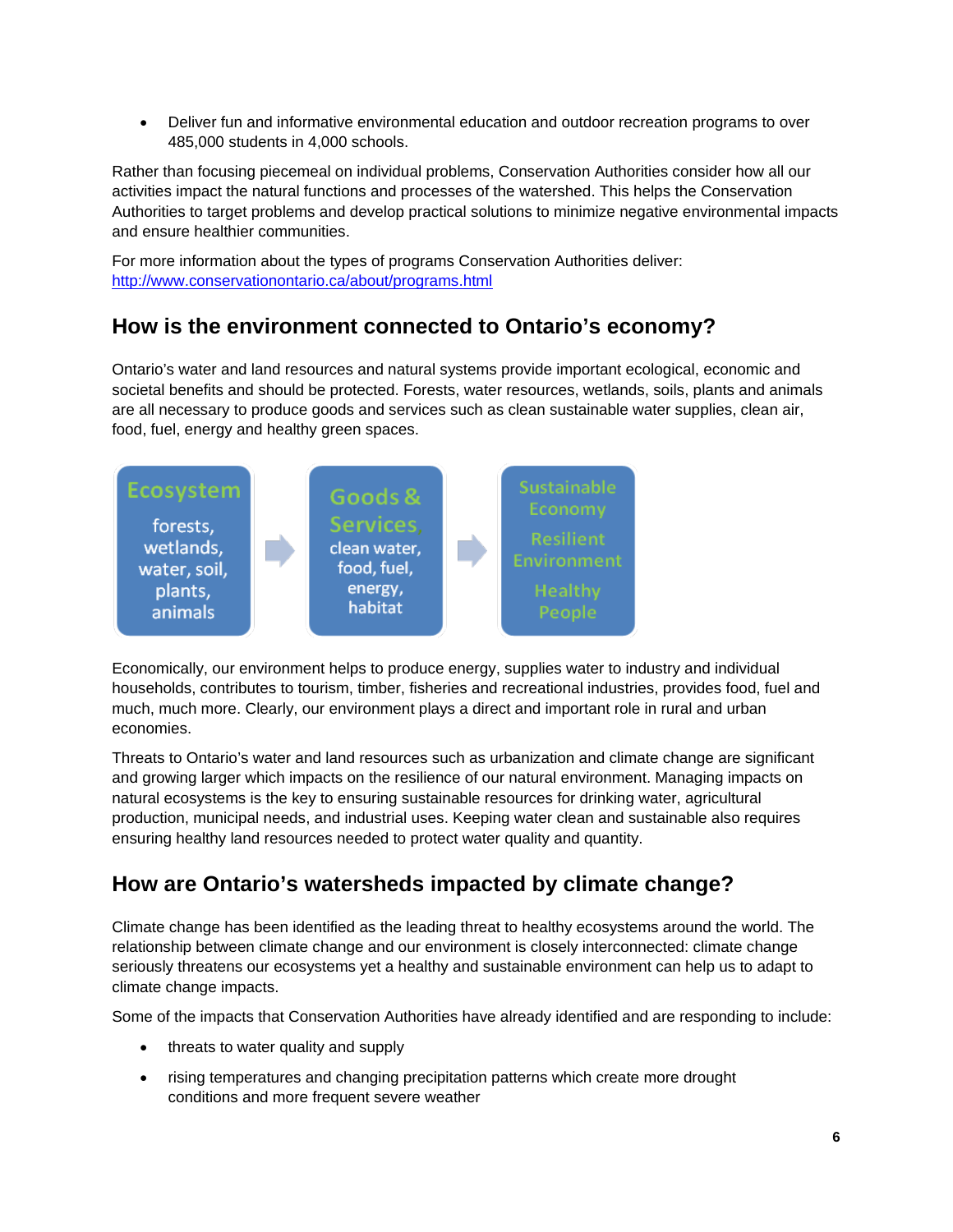- Deliver fun and informative environmental education and outdoor recreation programs to over 485,000 students in 4,000 schools.

Rather than focusing piecemeal on individual problems, Conservation Authorities consider how all our activities impact the natural functions and processes of the watershed. This helps the Conservation Authorities to target problems and develop practical solutions to minimize negative environmental impacts and ensure healthier communities.

For more information about the types of programs Conservation Authorities deliver: http://www.conservationontario.ca/about/programs.html

## How is the environment connected to Ontario's economy?

Ontario's water and land resources and natural systems provide important ecological, economic and societal benefits and should be protected. Forests, water resources, wetlands, soils, plants and animals are all necessary to produce goods and services such as clean sustainable water supplies, clean air, food, fuel, energy and healthy green spaces.

**Ecosystem**
forests, wetlands, water, soil, plants, animals

→

**Goods & Services**
clean water, food, fuel, energy, habitat

→

**Sustainable Economy**
**Resilient Environment**
**Healthy People**

Economically, our environment helps to produce energy, supplies water to industry and individual households, contributes to tourism, timber, fisheries and recreational industries, provides food, fuel and much, much more. Clearly, our environment plays a direct and important role in rural and urban economies.

Threats to Ontario's water and land resources such as urbanization and climate change are significant and growing larger which impacts on the resilience of our natural environment. Managing impacts on natural ecosystems is the key to ensuring sustainable resources for drinking water, agricultural production, municipal needs, and industrial uses. Keeping water clean and sustainable also requires ensuring healthy land resources needed to protect water quality and quantity.

## How are Ontario's watersheds impacted by climate change?

Climate change has been identified as the leading threat to healthy ecosystems around the world. The relationship between climate change and our environment is closely interconnected: climate change seriously threatens our ecosystems yet a healthy and sustainable environment can help us to adapt to climate change impacts.

Some of the impacts that Conservation Authorities have already identified and are responding to include:

- threats to water quality and supply
- rising temperatures and changing precipitation patterns which create more drought conditions and more frequent severe weather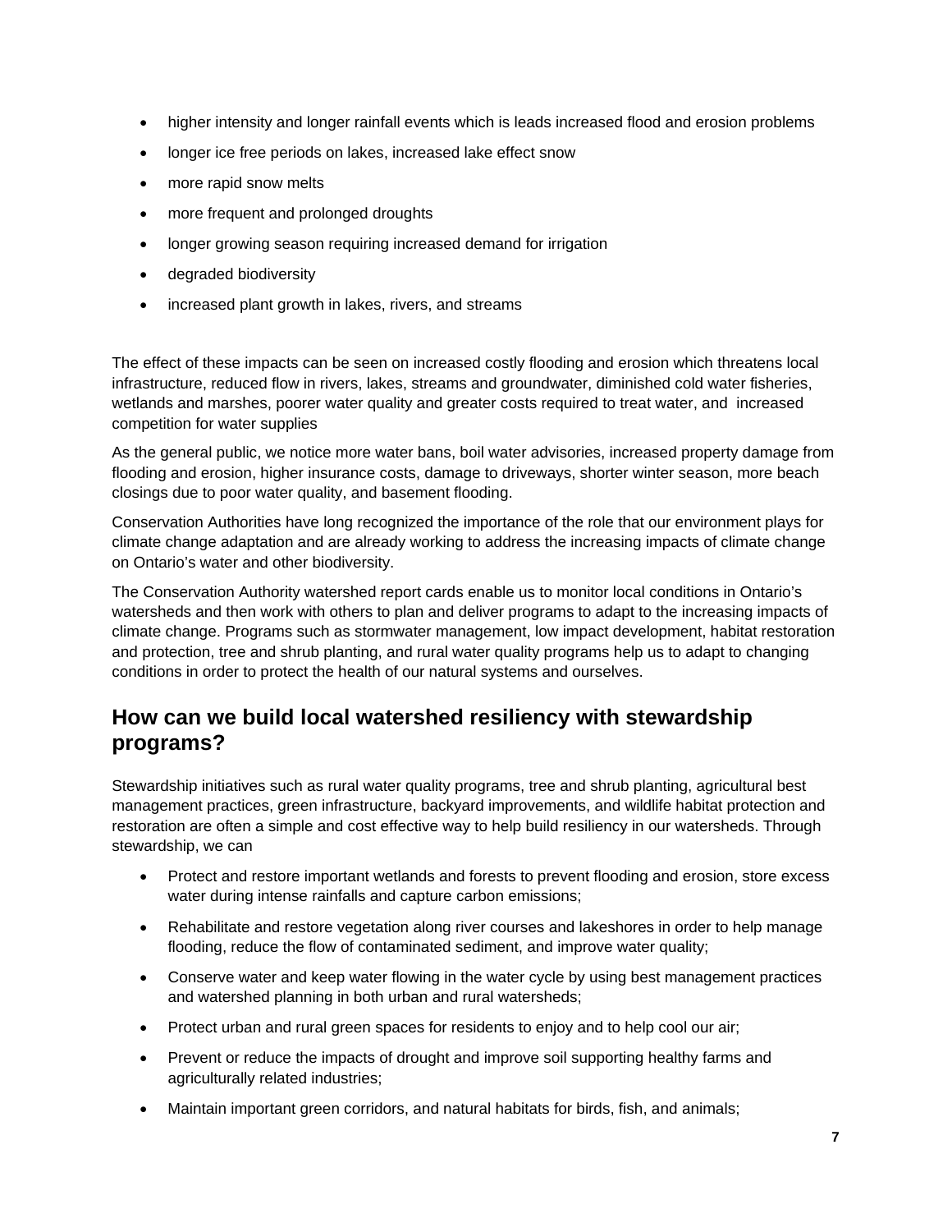- higher intensity and longer rainfall events which is leads increased flood and erosion problems
- longer ice free periods on lakes, increased lake effect snow
- more rapid snow melts
- more frequent and prolonged droughts
- longer growing season requiring increased demand for irrigation
- degraded biodiversity
- increased plant growth in lakes, rivers, and streams

The effect of these impacts can be seen on increased costly flooding and erosion which threatens local infrastructure, reduced flow in rivers, lakes, streams and groundwater, diminished cold water fisheries, wetlands and marshes, poorer water quality and greater costs required to treat water, and increased competition for water supplies

As the general public, we notice more water bans, boil water advisories, increased property damage from flooding and erosion, higher insurance costs, damage to driveways, shorter winter season, more beach closings due to poor water quality, and basement flooding.

Conservation Authorities have long recognized the importance of the role that our environment plays for climate change adaptation and are already working to address the increasing impacts of climate change on Ontario's water and other biodiversity.

The Conservation Authority watershed report cards enable us to monitor local conditions in Ontario's watersheds and then work with others to plan and deliver programs to adapt to the increasing impacts of climate change. Programs such as stormwater management, low impact development, habitat restoration and protection, tree and shrub planting, and rural water quality programs help us to adapt to changing conditions in order to protect the health of our natural systems and ourselves.

## How can we build local watershed resiliency with stewardship programs?

Stewardship initiatives such as rural water quality programs, tree and shrub planting, agricultural best management practices, green infrastructure, backyard improvements, and wildlife habitat protection and restoration are often a simple and cost effective way to help build resiliency in our watersheds. Through stewardship, we can

- Protect and restore important wetlands and forests to prevent flooding and erosion, store excess water during intense rainfalls and capture carbon emissions;
- Rehabilitate and restore vegetation along river courses and lakeshores in order to help manage flooding, reduce the flow of contaminated sediment, and improve water quality;
- Conserve water and keep water flowing in the water cycle by using best management practices and watershed planning in both urban and rural watersheds;
- Protect urban and rural green spaces for residents to enjoy and to help cool our air;
- Prevent or reduce the impacts of drought and improve soil supporting healthy farms and agriculturally related industries;
- Maintain important green corridors, and natural habitats for birds, fish, and animals;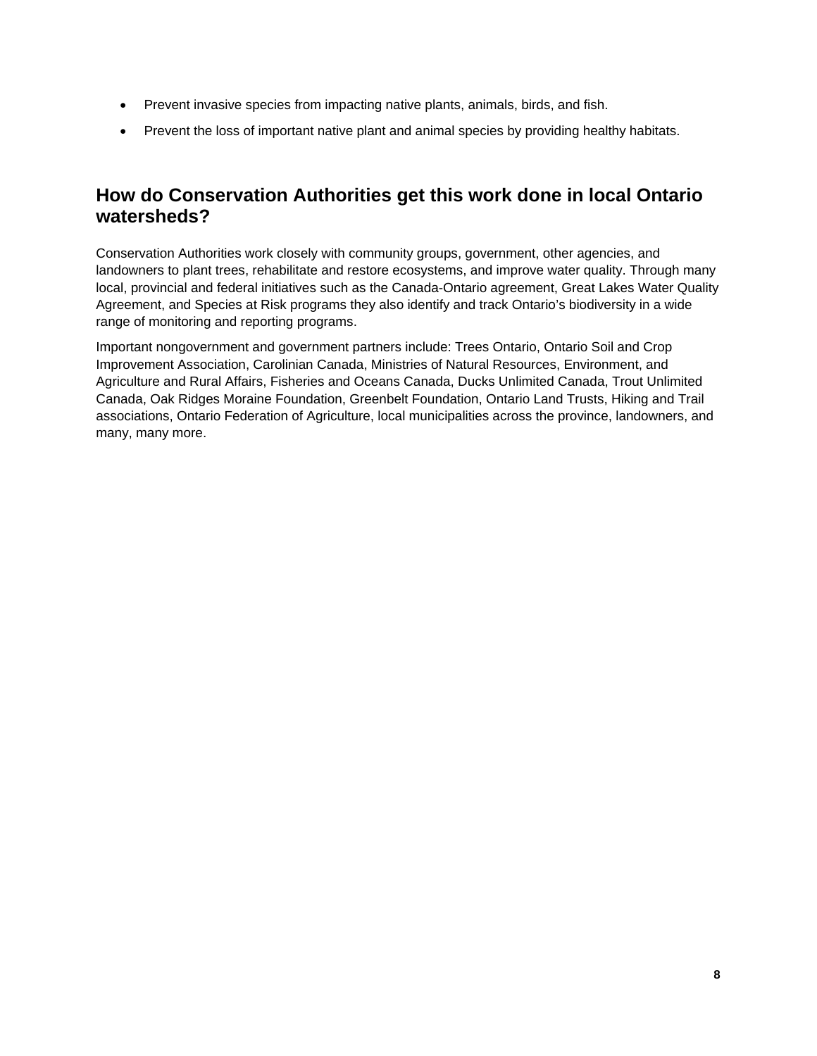- Prevent invasive species from impacting native plants, animals, birds, and fish.
- Prevent the loss of important native plant and animal species by providing healthy habitats.

## How do Conservation Authorities get this work done in local Ontario watersheds?

Conservation Authorities work closely with community groups, government, other agencies, and landowners to plant trees, rehabilitate and restore ecosystems, and improve water quality. Through many local, provincial and federal initiatives such as the Canada-Ontario agreement, Great Lakes Water Quality Agreement, and Species at Risk programs they also identify and track Ontario's biodiversity in a wide range of monitoring and reporting programs.

Important nongovernment and government partners include: Trees Ontario, Ontario Soil and Crop Improvement Association, Carolinian Canada, Ministries of Natural Resources, Environment, and Agriculture and Rural Affairs, Fisheries and Oceans Canada, Ducks Unlimited Canada, Trout Unlimited Canada, Oak Ridges Moraine Foundation, Greenbelt Foundation, Ontario Land Trusts, Hiking and Trail associations, Ontario Federation of Agriculture, local municipalities across the province, landowners, and many, many more.